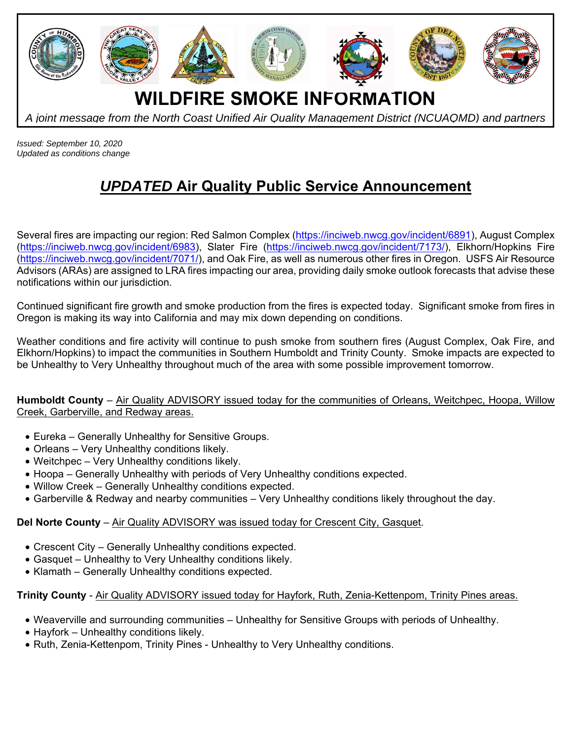# WILDFIRE SMOKE INFORMATION

*A joint message from the North Coast Unified Air Quality Management District (NCUAQMD) and partners*

*Issued: September 10, 2020*
*Updated as conditions change*

## *UPDATED* Air Quality Public Service Announcement

Several fires are impacting our region: Red Salmon Complex (https://inciweb.nwcg.gov/incident/6891), August Complex (https://inciweb.nwcg.gov/incident/6983), Slater Fire (https://inciweb.nwcg.gov/incident/7173/), Elkhorn/Hopkins Fire (https://inciweb.nwcg.gov/incident/7071/), and Oak Fire, as well as numerous other fires in Oregon. USFS Air Resource Advisors (ARAs) are assigned to LRA fires impacting our area, providing daily smoke outlook forecasts that advise these notifications within our jurisdiction.

Continued significant fire growth and smoke production from the fires is expected today. Significant smoke from fires in Oregon is making its way into California and may mix down depending on conditions.

Weather conditions and fire activity will continue to push smoke from southern fires (August Complex, Oak Fire, and Elkhorn/Hopkins) to impact the communities in Southern Humboldt and Trinity County. Smoke impacts are expected to be Unhealthy to Very Unhealthy throughout much of the area with some possible improvement tomorrow.

**Humboldt County** – Air Quality ADVISORY issued today for the communities of Orleans, Weitchpec, Hoopa, Willow Creek, Garberville, and Redway areas.

- Eureka – Generally Unhealthy for Sensitive Groups.
- Orleans – Very Unhealthy conditions likely.
- Weitchpec – Very Unhealthy conditions likely.
- Hoopa – Generally Unhealthy with periods of Very Unhealthy conditions expected.
- Willow Creek – Generally Unhealthy conditions expected.
- Garberville & Redway and nearby communities – Very Unhealthy conditions likely throughout the day.

**Del Norte County** – Air Quality ADVISORY was issued today for Crescent City, Gasquet.

- Crescent City – Generally Unhealthy conditions expected.
- Gasquet – Unhealthy to Very Unhealthy conditions likely.
- Klamath – Generally Unhealthy conditions expected.

**Trinity County** - Air Quality ADVISORY issued today for Hayfork, Ruth, Zenia-Kettenpom, Trinity Pines areas.

- Weaverville and surrounding communities – Unhealthy for Sensitive Groups with periods of Unhealthy.
- Hayfork – Unhealthy conditions likely.
- Ruth, Zenia-Kettenpom, Trinity Pines - Unhealthy to Very Unhealthy conditions.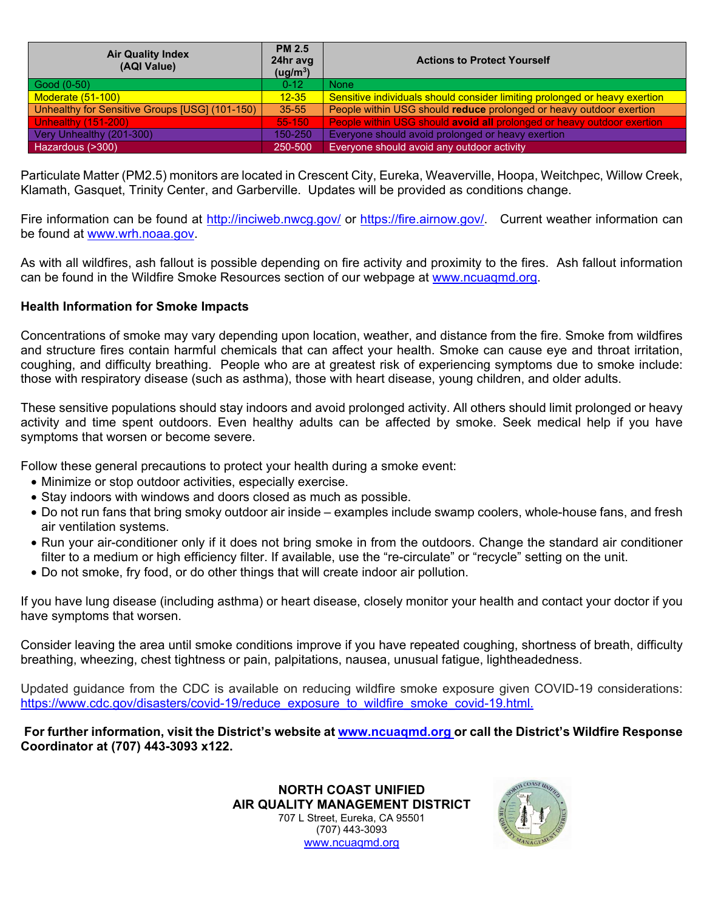| Air Quality Index (AQI Value) | PM 2.5 24hr avg (ug/m$^3$) | Actions to Protect Yourself |
|---|---|---|
| Good (0-50) | 0-12 | None |
| Moderate (51-100) | 12-35 | Sensitive individuals should consider limiting prolonged or heavy exertion |
| Unhealthy for Sensitive Groups [USG] (101-150) | 35-55 | People within USG should **reduce** prolonged or heavy outdoor exertion |
| Unhealthy (151-200) | 55-150 | People within USG should **avoid all** prolonged or heavy outdoor exertion |
| Very Unhealthy (201-300) | 150-250 | Everyone should avoid prolonged or heavy exertion |
| Hazardous (>300) | 250-500 | Everyone should avoid any outdoor activity |

Particulate Matter (PM2.5) monitors are located in Crescent City, Eureka, Weaverville, Hoopa, Weitchpec, Willow Creek, Klamath, Gasquet, Trinity Center, and Garberville. Updates will be provided as conditions change.

Fire information can be found at http://inciweb.nwcg.gov/ or https://fire.airnow.gov/. Current weather information can be found at www.wrh.noaa.gov.

As with all wildfires, ash fallout is possible depending on fire activity and proximity to the fires. Ash fallout information can be found in the Wildfire Smoke Resources section of our webpage at www.ncuaqmd.org.

**Health Information for Smoke Impacts**

Concentrations of smoke may vary depending upon location, weather, and distance from the fire. Smoke from wildfires and structure fires contain harmful chemicals that can affect your health. Smoke can cause eye and throat irritation, coughing, and difficulty breathing. People who are at greatest risk of experiencing symptoms due to smoke include: those with respiratory disease (such as asthma), those with heart disease, young children, and older adults.

These sensitive populations should stay indoors and avoid prolonged activity. All others should limit prolonged or heavy activity and time spent outdoors. Even healthy adults can be affected by smoke. Seek medical help if you have symptoms that worsen or become severe.

Follow these general precautions to protect your health during a smoke event:

- Minimize or stop outdoor activities, especially exercise.
- Stay indoors with windows and doors closed as much as possible.
- Do not run fans that bring smoky outdoor air inside – examples include swamp coolers, whole-house fans, and fresh air ventilation systems.
- Run your air-conditioner only if it does not bring smoke in from the outdoors. Change the standard air conditioner filter to a medium or high efficiency filter. If available, use the "re-circulate" or "recycle" setting on the unit.
- Do not smoke, fry food, or do other things that will create indoor air pollution.

If you have lung disease (including asthma) or heart disease, closely monitor your health and contact your doctor if you have symptoms that worsen.

Consider leaving the area until smoke conditions improve if you have repeated coughing, shortness of breath, difficulty breathing, wheezing, chest tightness or pain, palpitations, nausea, unusual fatigue, lightheadedness.

Updated guidance from the CDC is available on reducing wildfire smoke exposure given COVID-19 considerations: https://www.cdc.gov/disasters/covid-19/reduce_exposure_to_wildfire_smoke_covid-19.html.

**For further information, visit the District's website at www.ncuaqmd.org or call the District's Wildfire Response Coordinator at (707) 443-3093 x122.**

**NORTH COAST UNIFIED**
**AIR QUALITY MANAGEMENT DISTRICT**
707 L Street, Eureka, CA 95501
(707) 443-3093
www.ncuaqmd.org